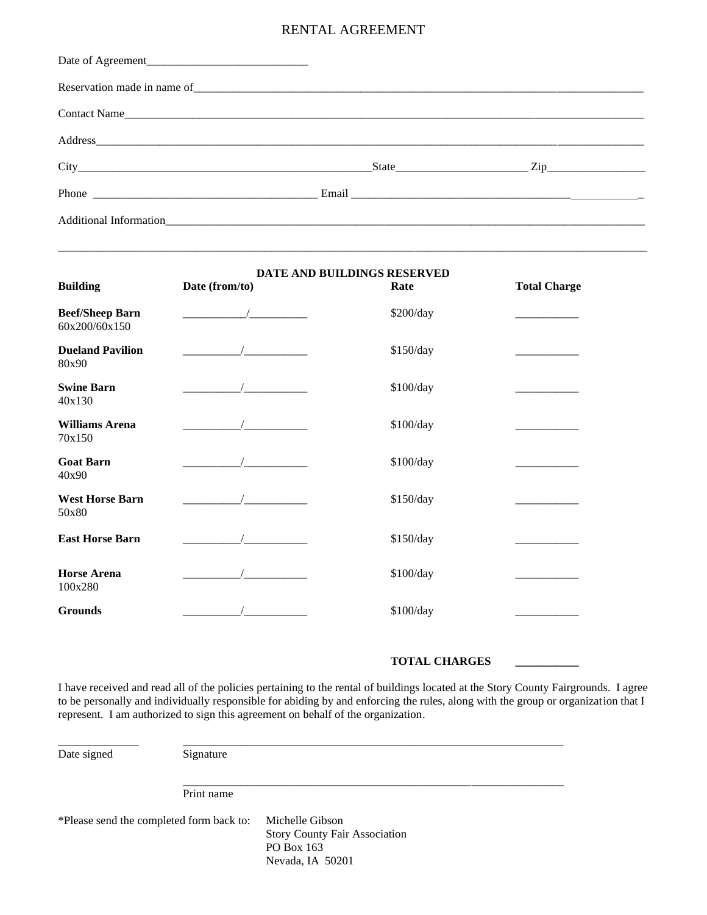# RENTAL AGREEMENT

Date of Agreement___________________________

Reservation made in name of_______________________________________________________________________________

Contact Name_______________________________________________________________________________________

Address___________________________________________________________________________________________

City_____________________________________________State______________________ Zip_________________

Phone _______________________________________ Email ____________________________________________________

Additional Information_______________________________________________________________________________

_________________________________________________________________________________________________

**DATE AND BUILDINGS RESERVED**

| Building | Date (from/to) | Rate | Total Charge |
|---|---|---|---|
| **Beef/Sheep Barn** 60x200/60x150 | __________/__________ | $200/day | ___________ |
| **Dueland Pavilion** 80x90 | __________/__________ | $150/day | ___________ |
| **Swine Barn** 40x130 | __________/__________ | $100/day | ___________ |
| **Williams Arena** 70x150 | __________/__________ | $100/day | ___________ |
| **Goat Barn** 40x90 | __________/__________ | $100/day | ___________ |
| **West Horse Barn** 50x80 | __________/__________ | $150/day | ___________ |
| **East Horse Barn** | __________/__________ | $150/day | ___________ |
| **Horse Arena** 100x280 | __________/__________ | $100/day | ___________ |
| **Grounds** | __________/__________ | $100/day | ___________ |
| | | **TOTAL CHARGES** | ___________ |

I have received and read all of the policies pertaining to the rental of buildings located at the Story County Fairgrounds. I agree to be personally and individually responsible for abiding by and enforcing the rules, along with the group or organization that I represent. I am authorized to sign this agreement on behalf of the organization.

______________ _____________________________________________________________________

Date signed Signature

_____________________________________________________________________

Print name

*Please send the completed form back to: Michelle Gibson
Story County Fair Association
PO Box 163
Nevada, IA 50201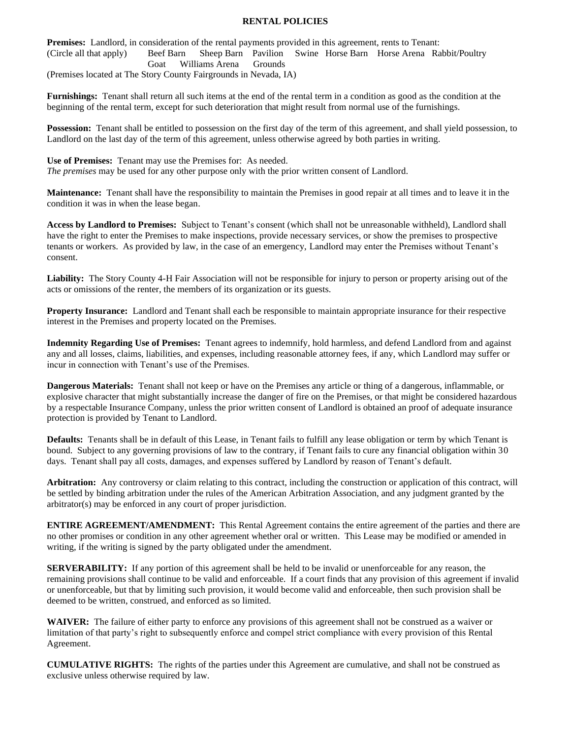# RENTAL POLICIES

**Premises:** Landlord, in consideration of the rental payments provided in this agreement, rents to Tenant:
(Circle all that apply) Beef Barn Sheep Barn Pavilion Swine Horse Barn Horse Arena Rabbit/Poultry Goat Williams Arena Grounds
(Premises located at The Story County Fairgrounds in Nevada, IA)

**Furnishings:** Tenant shall return all such items at the end of the rental term in a condition as good as the condition at the beginning of the rental term, except for such deterioration that might result from normal use of the furnishings.

**Possession:** Tenant shall be entitled to possession on the first day of the term of this agreement, and shall yield possession, to Landlord on the last day of the term of this agreement, unless otherwise agreed by both parties in writing.

**Use of Premises:** Tenant may use the Premises for: As needed.
*The premises* may be used for any other purpose only with the prior written consent of Landlord.

**Maintenance:** Tenant shall have the responsibility to maintain the Premises in good repair at all times and to leave it in the condition it was in when the lease began.

**Access by Landlord to Premises:** Subject to Tenant's consent (which shall not be unreasonable withheld), Landlord shall have the right to enter the Premises to make inspections, provide necessary services, or show the premises to prospective tenants or workers. As provided by law, in the case of an emergency, Landlord may enter the Premises without Tenant's consent.

**Liability:** The Story County 4-H Fair Association will not be responsible for injury to person or property arising out of the acts or omissions of the renter, the members of its organization or its guests.

**Property Insurance:** Landlord and Tenant shall each be responsible to maintain appropriate insurance for their respective interest in the Premises and property located on the Premises.

**Indemnity Regarding Use of Premises:** Tenant agrees to indemnify, hold harmless, and defend Landlord from and against any and all losses, claims, liabilities, and expenses, including reasonable attorney fees, if any, which Landlord may suffer or incur in connection with Tenant's use of the Premises.

**Dangerous Materials:** Tenant shall not keep or have on the Premises any article or thing of a dangerous, inflammable, or explosive character that might substantially increase the danger of fire on the Premises, or that might be considered hazardous by a respectable Insurance Company, unless the prior written consent of Landlord is obtained an proof of adequate insurance protection is provided by Tenant to Landlord.

**Defaults:** Tenants shall be in default of this Lease, in Tenant fails to fulfill any lease obligation or term by which Tenant is bound. Subject to any governing provisions of law to the contrary, if Tenant fails to cure any financial obligation within 30 days. Tenant shall pay all costs, damages, and expenses suffered by Landlord by reason of Tenant's default.

**Arbitration:** Any controversy or claim relating to this contract, including the construction or application of this contract, will be settled by binding arbitration under the rules of the American Arbitration Association, and any judgment granted by the arbitrator(s) may be enforced in any court of proper jurisdiction.

**ENTIRE AGREEMENT/AMENDMENT:** This Rental Agreement contains the entire agreement of the parties and there are no other promises or condition in any other agreement whether oral or written. This Lease may be modified or amended in writing, if the writing is signed by the party obligated under the amendment.

**SERVERABILITY:** If any portion of this agreement shall be held to be invalid or unenforceable for any reason, the remaining provisions shall continue to be valid and enforceable. If a court finds that any provision of this agreement if invalid or unenforceable, but that by limiting such provision, it would become valid and enforceable, then such provision shall be deemed to be written, construed, and enforced as so limited.

**WAIVER:** The failure of either party to enforce any provisions of this agreement shall not be construed as a waiver or limitation of that party's right to subsequently enforce and compel strict compliance with every provision of this Rental Agreement.

**CUMULATIVE RIGHTS:** The rights of the parties under this Agreement are cumulative, and shall not be construed as exclusive unless otherwise required by law.